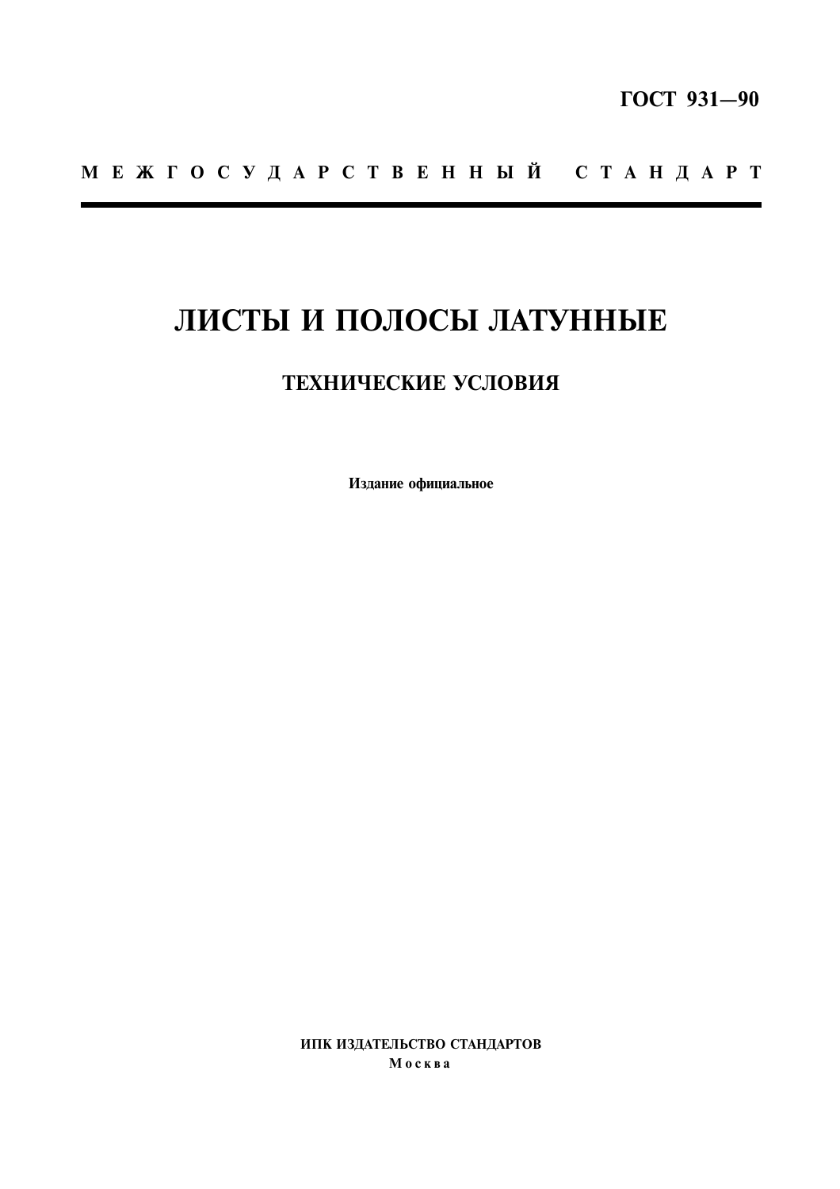**ГОСТ 931—90**

М Е Ж Г О С У Д А Р С Т В Е Н Н Ы Й   С Т А Н Д А Р Т

---

# ЛИСТЫ И ПОЛОСЫ ЛАТУННЫЕ

## ТЕХНИЧЕСКИЕ УСЛОВИЯ

**Издание официальное**

**ИПК ИЗДАТЕЛЬСТВО СТАНДАРТОВ**
**М о с к в а**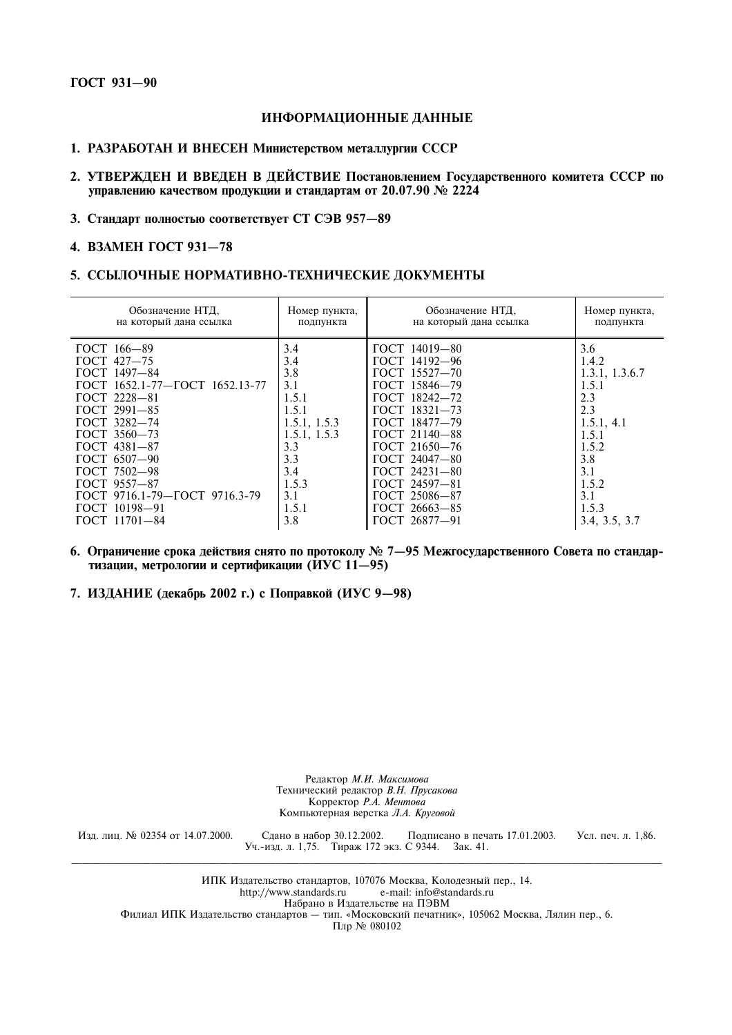**ГОСТ 931—90**

## ИНФОРМАЦИОННЫЕ ДАННЫЕ

**1. РАЗРАБОТАН И ВНЕСЕН Министерством металлургии СССР**

**2. УТВЕРЖДЕН И ВВЕДЕН В ДЕЙСТВИЕ Постановлением Государственного комитета СССР по управлению качеством продукции и стандартам от 20.07.90 № 2224**

**3. Стандарт полностью соответствует СТ СЭВ 957—89**

**4. ВЗАМЕН ГОСТ 931—78**

**5. ССЫЛОЧНЫЕ НОРМАТИВНО-ТЕХНИЧЕСКИЕ ДОКУМЕНТЫ**

| Обозначение НТД, на который дана ссылка | Номер пункта, подпункта | Обозначение НТД, на который дана ссылка | Номер пункта, подпункта |
|---|---|---|---|
| ГОСТ 166—89 | 3.4 | ГОСТ 14019—80 | 3.6 |
| ГОСТ 427—75 | 3.4 | ГОСТ 14192—96 | 1.4.2 |
| ГОСТ 1497—84 | 3.8 | ГОСТ 15527—70 | 1.3.1, 1.3.6.7 |
| ГОСТ 1652.1-77—ГОСТ 1652.13-77 | 3.1 | ГОСТ 15846—79 | 1.5.1 |
| ГОСТ 2228—81 | 1.5.1 | ГОСТ 18242—72 | 2.3 |
| ГОСТ 2991—85 | 1.5.1 | ГОСТ 18321—73 | 2.3 |
| ГОСТ 3282—74 | 1.5.1, 1.5.3 | ГОСТ 18477—79 | 1.5.1, 4.1 |
| ГОСТ 3560—73 | 1.5.1, 1.5.3 | ГОСТ 21140—88 | 1.5.1 |
| ГОСТ 4381—87 | 3.3 | ГОСТ 21650—76 | 1.5.2 |
| ГОСТ 6507—90 | 3.3 | ГОСТ 24047—80 | 3.8 |
| ГОСТ 7502—98 | 3.4 | ГОСТ 24231—80 | 3.1 |
| ГОСТ 9557—87 | 1.5.3 | ГОСТ 24597—81 | 1.5.2 |
| ГОСТ 9716.1-79—ГОСТ 9716.3-79 | 3.1 | ГОСТ 25086—87 | 3.1 |
| ГОСТ 10198—91 | 1.5.1 | ГОСТ 26663—85 | 1.5.3 |
| ГОСТ 11701—84 | 3.8 | ГОСТ 26877—91 | 3.4, 3.5, 3.7 |

**6. Ограничение срока действия снято по протоколу № 7—95 Межгосударственного Совета по стандартизации, метрологии и сертификации (ИУС 11—95)**

**7. ИЗДАНИЕ (декабрь 2002 г.) с Поправкой (ИУС 9—98)**

Редактор *М.И. Максимова*
Технический редактор *В.Н. Прусакова*
Корректор *Р.А. Ментова*
Компьютерная верстка *Л.А. Круговой*

Изд. лиц. № 02354 от 14.07.2000. Сдано в набор 30.12.2002. Подписано в печать 17.01.2003. Усл. печ. л. 1,86. Уч.-изд. л. 1,75. Тираж 172 экз. С 9344. Зак. 41.

ИПК Издательство стандартов, 107076 Москва, Колодезный пер., 14.
http://www.standards.ru e-mail: info@standards.ru
Набрано в Издательстве на ПЭВМ
Филиал ИПК Издательство стандартов — тип. «Московский печатник», 105062 Москва, Лялин пер., 6.
Плр № 080102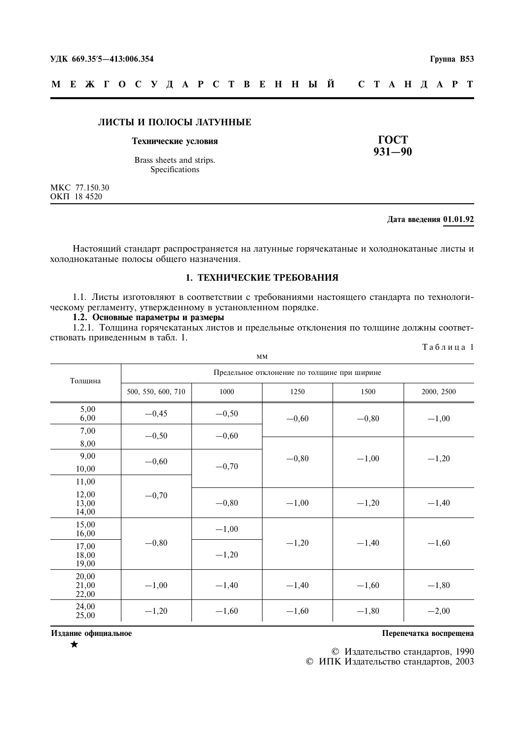УДК 669.35'5—413:006.354 **Группа В53**

**М Е Ж Г О С У Д А Р С Т В Е Н Н Ы Й С Т А Н Д А Р Т**

# ЛИСТЫ И ПОЛОСЫ ЛАТУННЫЕ

**Технические условия**

Brass sheets and strips.
Specifications

**ГОСТ 931—90**

МКС 77.150.30
ОКП 18 4520

**Дата введения 01.01.92**

Настоящий стандарт распространяется на латунные горячекатаные и холоднокатаные листы и холоднокатаные полосы общего назначения.

## 1. ТЕХНИЧЕСКИЕ ТРЕБОВАНИЯ

1.1. Листы изготовляют в соответствии с требованиями настоящего стандарта по технологическому регламенту, утвержденному в установленном порядке.

**1.2. Основные параметры и размеры**

1.2.1. Толщина горячекатаных листов и предельные отклонения по толщине должны соответствовать приведенным в табл. 1.

Таблица 1

мм

| Толщина | Предельное отклонение по толщине при ширине | | | | |
|---|---|---|---|---|---|
| | 500, 550, 600, 710 | 1000 | 1250 | 1500 | 2000, 2500 |
| 5,00; 6,00 | −0,45 | −0,50 | −0,60 | −0,80 | −1,00 |
| 7,00 | −0,50 | −0,60 | −0,60 | −0,80 | −1,00 |
| 8,00 | −0,50 | −0,60 | −0,80 | −1,00 | −1,20 |
| 9,00; 10,00 | −0,60 | −0,70 | −0,80 | −1,00 | −1,20 |
| 11,00 | −0,70 | −0,70 | −0,80 | −1,00 | −1,20 |
| 12,00; 13,00; 14,00 | −0,70 | −0,80 | −1,00 | −1,20 | −1,40 |
| 15,00; 16,00 | −0,80 | −1,00 | −1,20 | −1,40 | −1,60 |
| 17,00; 18,00; 19,00 | −0,80 | −1,20 | −1,20 | −1,40 | −1,60 |
| 20,00; 21,00; 22,00 | −1,00 | −1,40 | −1,40 | −1,60 | −1,80 |
| 24,00; 25,00 | −1,20 | −1,60 | −1,60 | −1,80 | −2,00 |

**Издание официальное** **Перепечатка воспрещена**

★

© Издательство стандартов, 1990
© ИПК Издательство стандартов, 2003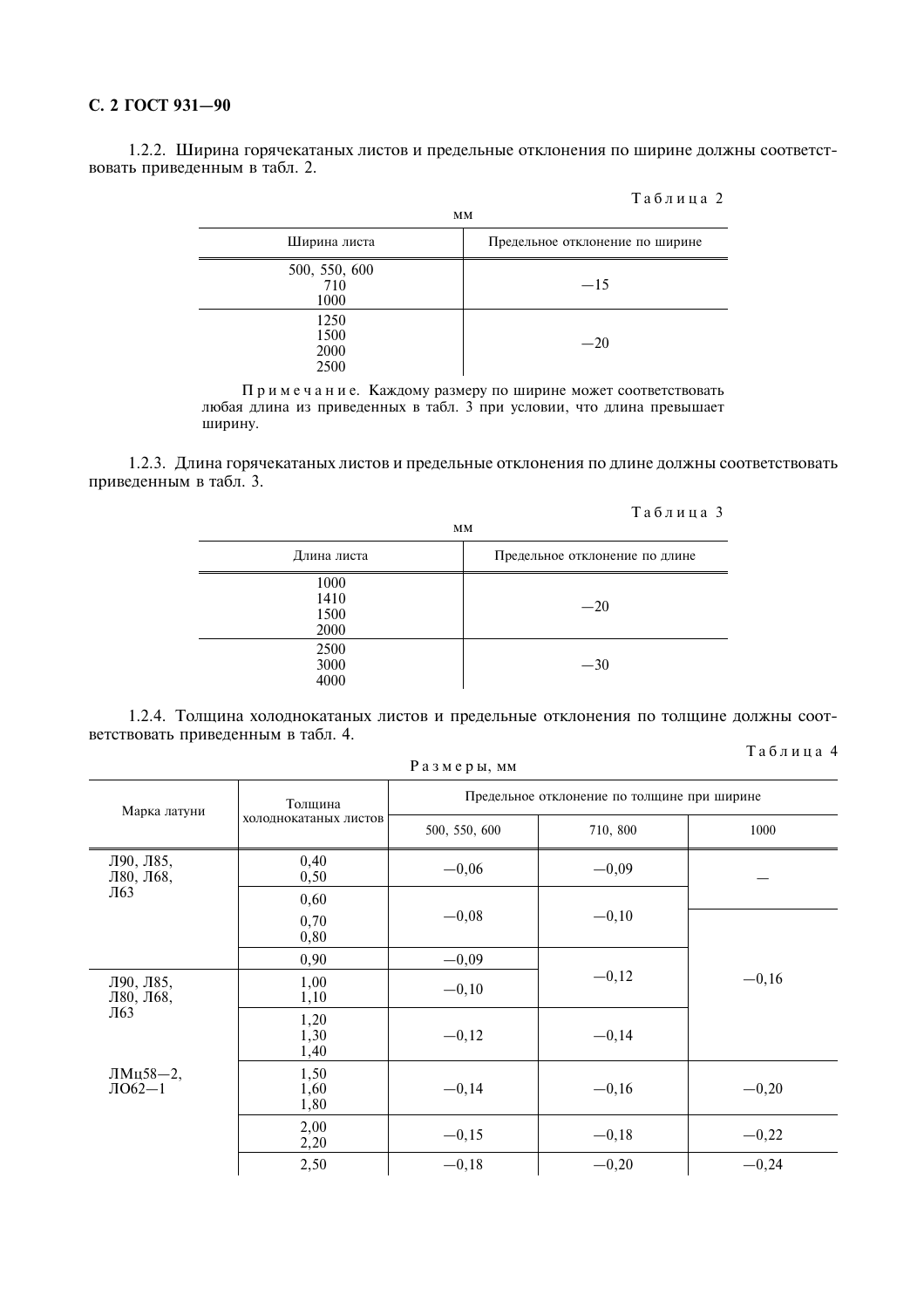1.2.2. Ширина горячекатаных листов и предельные отклонения по ширине должны соответствовать приведенным в табл. 2.

Таблица 2

мм

| Ширина листа | Предельное отклонение по ширине |
|---|---|
| 500, 550, 600<br>710<br>1000 | —15 |
| 1250<br>1500<br>2000<br>2500 | —20 |

Примечание. Каждому размеру по ширине может соответствовать любая длина из приведенных в табл. 3 при условии, что длина превышает ширину.

1.2.3. Длина горячекатаных листов и предельные отклонения по длине должны соответствовать приведенным в табл. 3.

Таблица 3

мм

| Длина листа | Предельное отклонение по длине |
|---|---|
| 1000<br>1410<br>1500<br>2000 | —20 |
| 2500<br>3000<br>4000 | —30 |

1.2.4. Толщина холоднокатаных листов и предельные отклонения по толщине должны соответствовать приведенным в табл. 4.

Таблица 4

Размеры, мм

| Марка латуни | Толщина холоднокатаных листов | Предельное отклонение по толщине при ширине | | |
|---|---|---|---|---|
| | | 500, 550, 600 | 710, 800 | 1000 |
| Л90, Л85, Л80, Л68, Л63 | 0,40<br>0,50 | —0,06 | —0,09 | — |
| | 0,60 | —0,08 | —0,10 | — |
| | 0,70<br>0,80 | —0,08 | —0,10 | —0,16 |
| | 0,90 | —0,09 | —0,12 | —0,16 |
| Л90, Л85, Л80, Л68, Л63<br><br>ЛМц58—2, ЛО62—1 | 1,00<br>1,10 | —0,10 | —0,12 | —0,16 |
| | 1,20<br>1,30<br>1,40 | —0,12 | —0,14 | —0,16 |
| | 1,50<br>1,60<br>1,80 | —0,14 | —0,16 | —0,20 |
| | 2,00<br>2,20 | —0,15 | —0,18 | —0,22 |
| | 2,50 | —0,18 | —0,20 | —0,24 |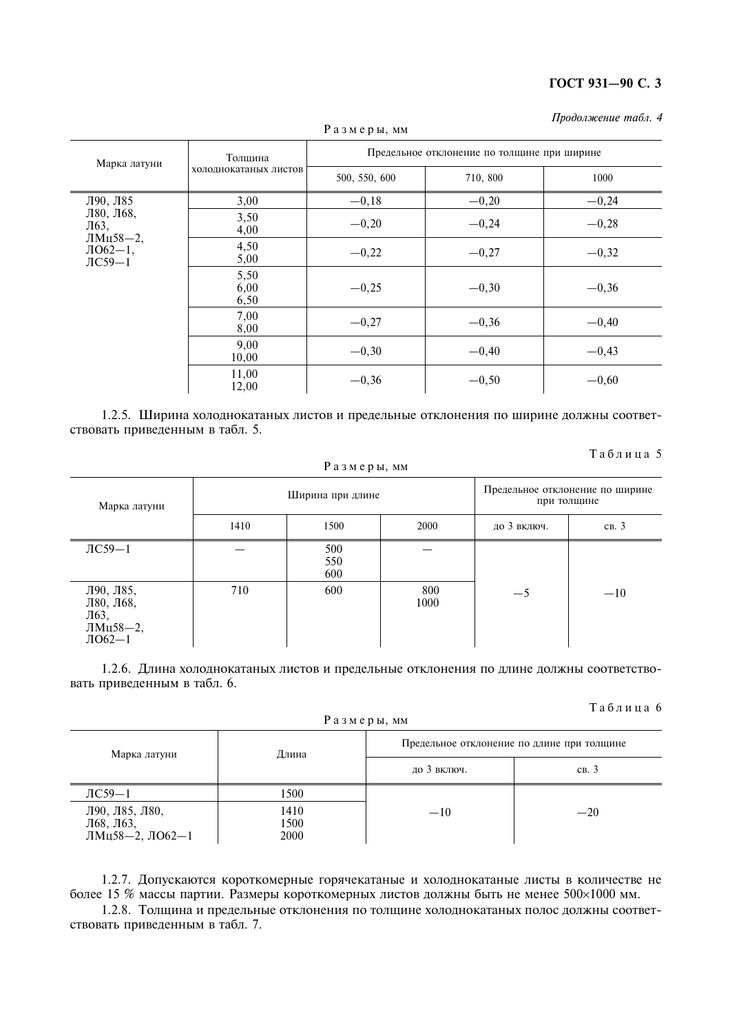*Продолжение табл. 4*

Размеры, мм

| Марка латуни | Толщина холоднокатаных листов | Предельное отклонение по толщине при ширине | | |
|---|---|---|---|---|
| | | 500, 550, 600 | 710, 800 | 1000 |
| Л90, Л85 Л80, Л68, Л63, ЛМц58—2, ЛО62—1, ЛС59—1 | 3,00 | —0,18 | —0,20 | —0,24 |
| | 3,50<br>4,00 | —0,20 | —0,24 | —0,28 |
| | 4,50<br>5,00 | —0,22 | —0,27 | —0,32 |
| | 5,50<br>6,00<br>6,50 | —0,25 | —0,30 | —0,36 |
| | 7,00<br>8,00 | —0,27 | —0,36 | —0,40 |
| | 9,00<br>10,00 | —0,30 | —0,40 | —0,43 |
| | 11,00<br>12,00 | —0,36 | —0,50 | —0,60 |

1.2.5. Ширина холоднокатаных листов и предельные отклонения по ширине должны соответствовать приведенным в табл. 5.

Таблица 5

Размеры, мм

| Марка латуни | Ширина при длине | | | Предельное отклонение по ширине при толщине | |
|---|---|---|---|---|---|
| | 1410 | 1500 | 2000 | до 3 включ. | св. 3 |
| ЛС59—1 | — | 500<br>550<br>600 | — | —5 | —10 |
| Л90, Л85, Л80, Л68, Л63, ЛМц58—2, ЛО62—1 | 710 | 600 | 800<br>1000 | | |

1.2.6. Длина холоднокатаных листов и предельные отклонения по длине должны соответствовать приведенным в табл. 6.

Таблица 6

Размеры, мм

| Марка латуни | Длина | Предельное отклонение по длине при толщине | |
|---|---|---|---|
| | | до 3 включ. | св. 3 |
| ЛС59—1 | 1500 | —10 | —20 |
| Л90, Л85, Л80, Л68, Л63, ЛМц58—2, ЛО62—1 | 1410<br>1500<br>2000 | | |

1.2.7. Допускаются короткомерные горячекатаные и холоднокатаные листы в количестве не более 15 % массы партии. Размеры короткомерных листов должны быть не менее 500×1000 мм.

1.2.8. Толщина и предельные отклонения по толщине холоднокатаных полос должны соответствовать приведенным в табл. 7.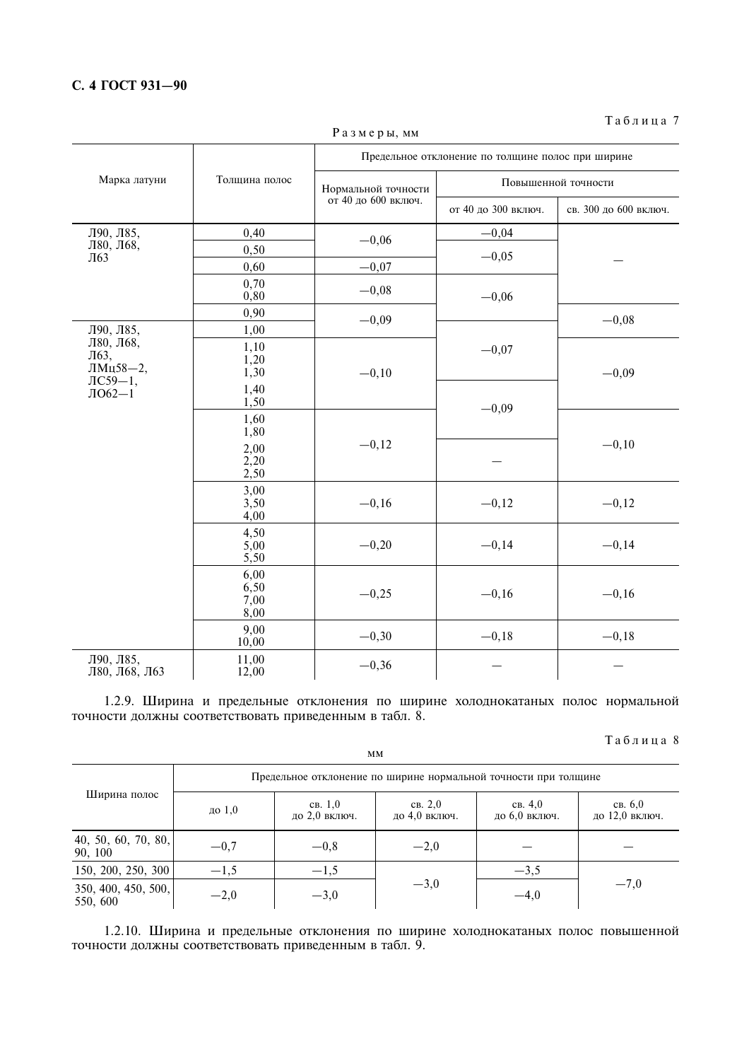Таблица 7

Размеры, мм

| Марка латуни | Толщина полос | Предельное отклонение по толщине полос при ширине | | |
|---|---|---|---|---|
| | | Нормальной точности от 40 до 600 включ. | Повышенной точности | |
| | | | от 40 до 300 включ. | св. 300 до 600 включ. |
| Л90, Л85, Л80, Л68, Л63 | 0,40 | −0,06 | −0,04 | — |
| | 0,50 | | −0,05 | |
| | 0,60 | −0,07 | | |
| | 0,70 0,80 | −0,08 | −0,06 | |
| | 0,90 | −0,09 | | −0,08 |
| Л90, Л85, Л80, Л68, Л63, ЛМц58−2, ЛС59−1, ЛО62−1 | 1,00 | | −0,07 | |
| | 1,10 1,20 1,30 | −0,10 | | −0,09 |
| | 1,40 1,50 | | −0,09 | |
| | 1,60 1,80 | −0,12 | | −0,10 |
| | 2,00 2,20 2,50 | | — | |
| | 3,00 3,50 4,00 | −0,16 | −0,12 | −0,12 |
| | 4,50 5,00 5,50 | −0,20 | −0,14 | −0,14 |
| | 6,00 6,50 7,00 8,00 | −0,25 | −0,16 | −0,16 |
| | 9,00 10,00 | −0,30 | −0,18 | −0,18 |
| Л90, Л85, Л80, Л68, Л63 | 11,00 12,00 | −0,36 | — | — |

1.2.9. Ширина и предельные отклонения по ширине холоднокатаных полос нормальной точности должны соответствовать приведенным в табл. 8.

Таблица 8

мм

| Ширина полос | Предельное отклонение по ширине нормальной точности при толщине | | | | |
|---|---|---|---|---|---|
| | до 1,0 | св. 1,0 до 2,0 включ. | св. 2,0 до 4,0 включ. | св. 4,0 до 6,0 включ. | св. 6,0 до 12,0 включ. |
| 40, 50, 60, 70, 80, 90, 100 | −0,7 | −0,8 | −2,0 | — | — |
| 150, 200, 250, 300 | −1,5 | −1,5 | −3,0 | −3,5 | −7,0 |
| 350, 400, 450, 500, 550, 600 | −2,0 | −3,0 | | −4,0 | |

1.2.10. Ширина и предельные отклонения по ширине холоднокатаных полос повышенной точности должны соответствовать приведенным в табл. 9.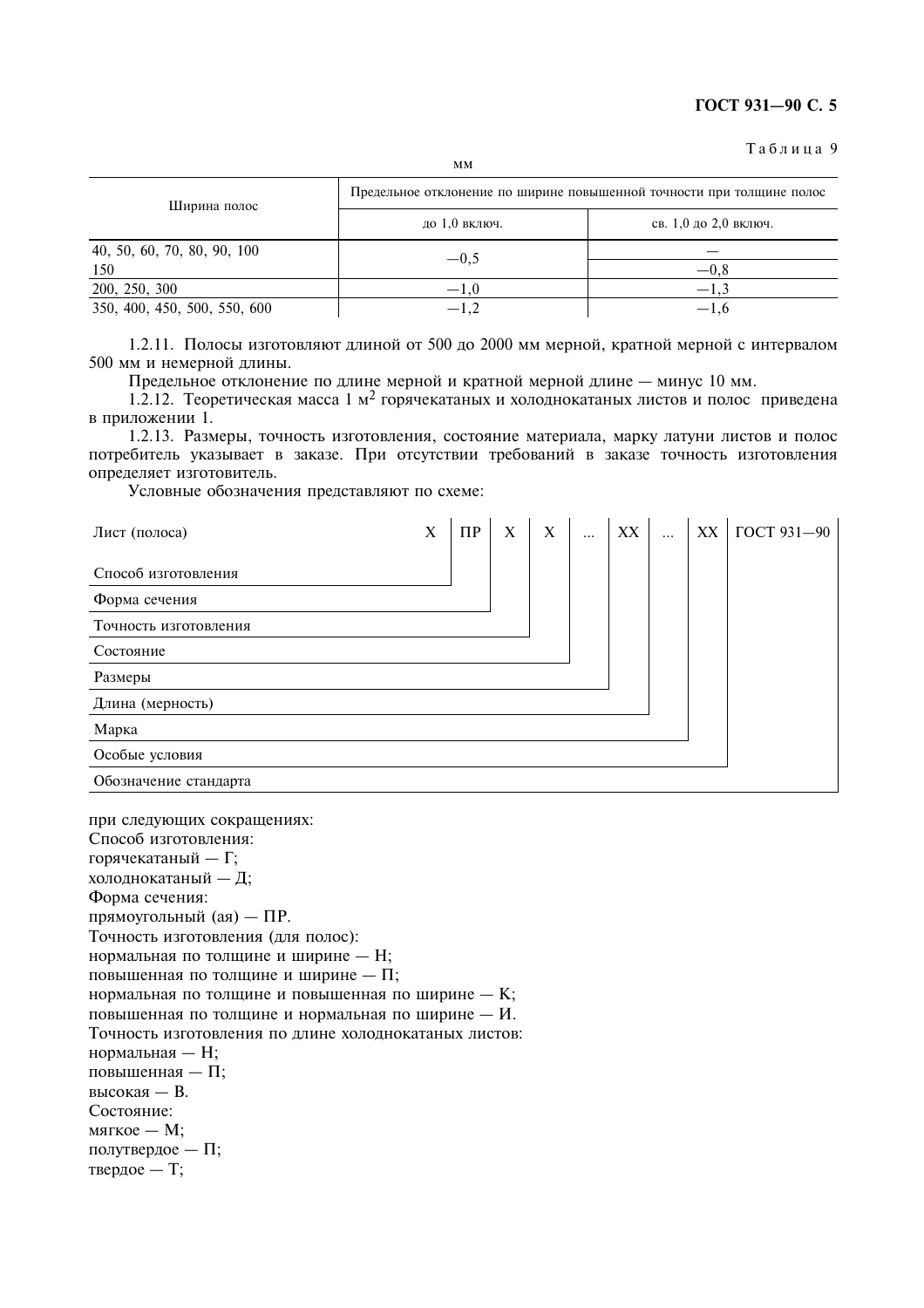Таблица 9

мм

| Ширина полос | Предельное отклонение по ширине повышенной точности при толщине полос | |
|---|---|---|
| | до 1,0 включ. | св. 1,0 до 2,0 включ. |
| 40, 50, 60, 70, 80, 90, 100 | −0,5 | — |
| 150 | | −0,8 |
| 200, 250, 300 | −1,0 | −1,3 |
| 350, 400, 450, 500, 550, 600 | −1,2 | −1,6 |

1.2.11. Полосы изготовляют длиной от 500 до 2000 мм мерной, кратной мерной с интервалом 500 мм и немерной длины.

Предельное отклонение по длине мерной и кратной мерной длине — минус 10 мм.

1.2.12. Теоретическая масса 1 м$^2$ горячекатаных и холоднокатаных листов и полос приведена в приложении 1.

1.2.13. Размеры, точность изготовления, состояние материала, марку латуни листов и полос потребитель указывает в заказе. При отсутствии требований в заказе точность изготовления определяет изготовитель.

Условные обозначения представляют по схеме:

```
Лист (полоса)              X  ПР  X  X  ...  XX  ...  XX  ГОСТ 931—90
Способ изготовления        |
Форма сечения                  |
Точность изготовления              |
Состояние                             |
Размеры                                   |
Длина (мерность)                               |
Марка                                                |
Особые условия                                           |
Обозначение стандарта                                         |
```

при следующих сокращениях:

Способ изготовления:
горячекатаный — Г;
холоднокатаный — Д;

Форма сечения:
прямоугольный (ая) — ПР.

Точность изготовления (для полос):
нормальная по толщине и ширине — Н;
повышенная по толщине и ширине — П;
нормальная по толщине и повышенная по ширине — К;
повышенная по толщине и нормальная по ширине — И.

Точность изготовления по длине холоднокатаных листов:
нормальная — Н;
повышенная — П;
высокая — В.

Состояние:
мягкое — М;
полутвердое — П;
твердое — Т;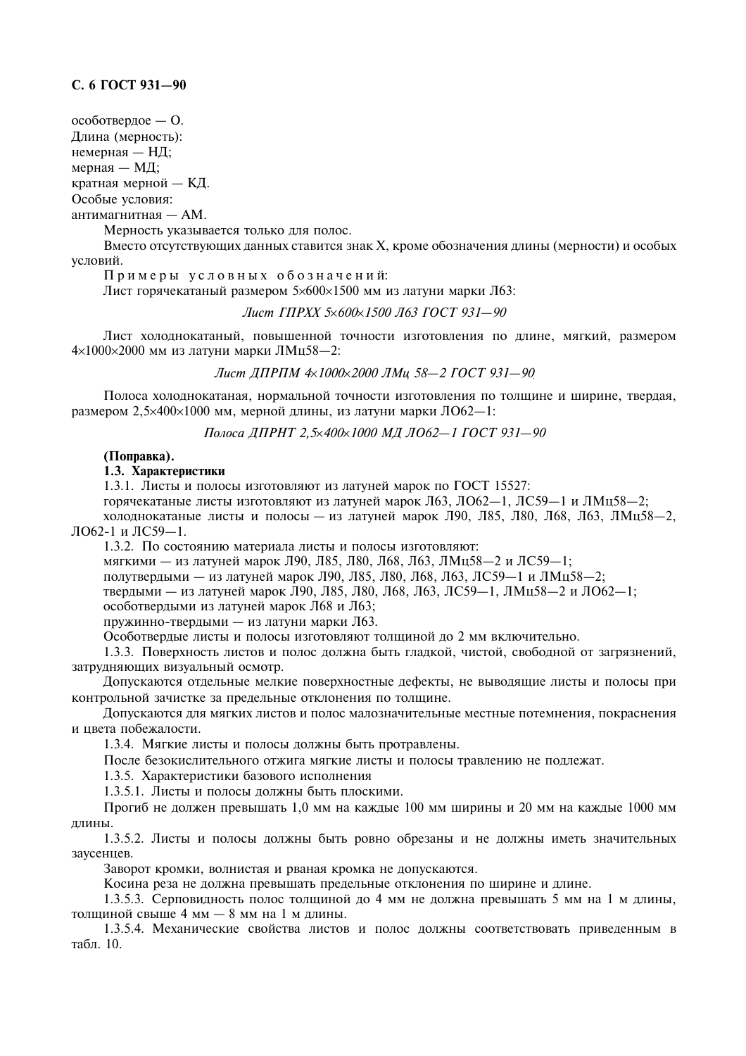особотвердое — О.
Длина (мерность):
немерная — НД;
мерная — МД;
кратная мерной — КД.
Особые условия:
антимагнитная — АМ.

Мерность указывается только для полос.

Вместо отсутствующих данных ставится знак X, кроме обозначения длины (мерности) и особых условий.

Примеры условных обозначений:

Лист горячекатаный размером 5×600×1500 мм из латуни марки Л63:

*Лист ГПРХХ 5×600×1500 Л63 ГОСТ 931—90*

Лист холоднокатаный, повышенной точности изготовления по длине, мягкий, размером 4×1000×2000 мм из латуни марки ЛМц58—2:

*Лист ДПРПМ 4×1000×2000 ЛМц 58—2 ГОСТ 931—90*

Полоса холоднокатаная, нормальной точности изготовления по толщине и ширине, твердая, размером 2,5×400×1000 мм, мерной длины, из латуни марки ЛО62—1:

*Полоса ДПРНТ 2,5×400×1000 МД ЛО62—1 ГОСТ 931—90*

**(Поправка).**

**1.3. Характеристики**

1.3.1. Листы и полосы изготовляют из латуней марок по ГОСТ 15527:

горячекатаные листы изготовляют из латуней марок Л63, ЛО62—1, ЛС59—1 и ЛМц58—2;

холоднокатаные листы и полосы — из латуней марок Л90, Л85, Л80, Л68, Л63, ЛМц58—2, ЛО62-1 и ЛС59—1.

1.3.2. По состоянию материала листы и полосы изготовляют:

мягкими — из латуней марок Л90, Л85, Л80, Л68, Л63, ЛМц58—2 и ЛС59—1;

полутвердыми — из латуней марок Л90, Л85, Л80, Л68, Л63, ЛС59—1 и ЛМц58—2;

твердыми — из латуней марок Л90, Л85, Л80, Л68, Л63, ЛС59—1, ЛМц58—2 и ЛО62—1;

особотвердыми из латуней марок Л68 и Л63;

пружинно-твердыми — из латуни марки Л63.

Особотвердые листы и полосы изготовляют толщиной до 2 мм включительно.

1.3.3. Поверхность листов и полос должна быть гладкой, чистой, свободной от загрязнений, затрудняющих визуальный осмотр.

Допускаются отдельные мелкие поверхностные дефекты, не выводящие листы и полосы при контрольной зачистке за предельные отклонения по толщине.

Допускаются для мягких листов и полос малозначительные местные потемнения, покраснения и цвета побежалости.

1.3.4. Мягкие листы и полосы должны быть протравлены.

После безокислительного отжига мягкие листы и полосы травлению не подлежат.

1.3.5. Характеристики базового исполнения

1.3.5.1. Листы и полосы должны быть плоскими.

Прогиб не должен превышать 1,0 мм на каждые 100 мм ширины и 20 мм на каждые 1000 мм длины.

1.3.5.2. Листы и полосы должны быть ровно обрезаны и не должны иметь значительных заусенцев.

Заворот кромки, волнистая и рваная кромка не допускаются.

Косина реза не должна превышать предельные отклонения по ширине и длине.

1.3.5.3. Серповидность полос толщиной до 4 мм не должна превышать 5 мм на 1 м длины, толщиной свыше 4 мм — 8 мм на 1 м длины.

1.3.5.4. Механические свойства листов и полос должны соответствовать приведенным в табл. 10.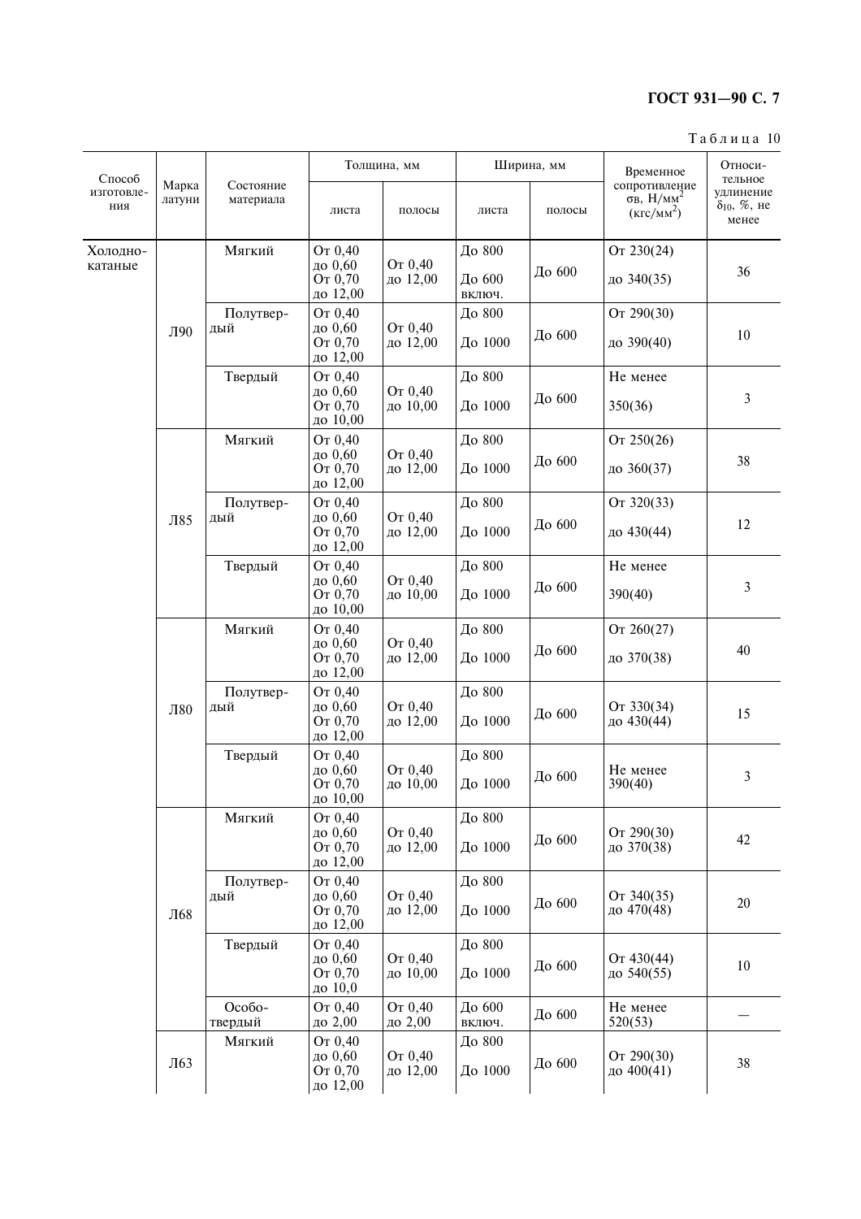Таблица 10

| Способ изготовления | Марка латуни | Состояние материала | Толщина, мм | | Ширина, мм | | Временное сопротивление $\sigma_в$, Н/мм$^2$ (кгс/мм$^2$) | Относительное удлинение $\delta_{10}$, %, не менее |
|---|---|---|---|---|---|---|---|---|
| | | | листа | полосы | листа | полосы | | |
| Холоднокатаные | Л90 | Мягкий | От 0,40 до 0,60 От 0,70 до 12,00 | От 0,40 до 12,00 | До 800 До 600 включ. | До 600 | От 230(24) до 340(35) | 36 |
| | | Полутвердый | От 0,40 до 0,60 От 0,70 до 12,00 | От 0,40 до 12,00 | До 800 До 1000 | До 600 | От 290(30) до 390(40) | 10 |
| | | Твердый | От 0,40 до 0,60 От 0,70 до 10,00 | От 0,40 до 10,00 | До 800 До 1000 | До 600 | Не менее 350(36) | 3 |
| | Л85 | Мягкий | От 0,40 до 0,60 От 0,70 до 12,00 | От 0,40 до 12,00 | До 800 До 1000 | До 600 | От 250(26) до 360(37) | 38 |
| | | Полутвердый | От 0,40 до 0,60 От 0,70 до 12,00 | От 0,40 до 12,00 | До 800 До 1000 | До 600 | От 320(33) до 430(44) | 12 |
| | | Твердый | От 0,40 до 0,60 От 0,70 до 10,00 | От 0,40 до 10,00 | До 800 До 1000 | До 600 | Не менее 390(40) | 3 |
| | Л80 | Мягкий | От 0,40 до 0,60 От 0,70 до 12,00 | От 0,40 до 12,00 | До 800 До 1000 | До 600 | От 260(27) до 370(38) | 40 |
| | | Полутвердый | От 0,40 до 0,60 От 0,70 до 12,00 | От 0,40 до 12,00 | До 800 До 1000 | До 600 | От 330(34) до 430(44) | 15 |
| | | Твердый | От 0,40 до 0,60 От 0,70 до 10,00 | От 0,40 до 10,00 | До 800 До 1000 | До 600 | Не менее 390(40) | 3 |
| | Л68 | Мягкий | От 0,40 до 0,60 От 0,70 до 12,00 | От 0,40 до 12,00 | До 800 До 1000 | До 600 | От 290(30) до 370(38) | 42 |
| | | Полутвердый | От 0,40 до 0,60 От 0,70 до 12,00 | От 0,40 до 12,00 | До 800 До 1000 | До 600 | От 340(35) до 470(48) | 20 |
| | | Твердый | От 0,40 до 0,60 От 0,70 до 10,0 | От 0,40 до 10,00 | До 800 До 1000 | До 600 | От 430(44) до 540(55) | 10 |
| | | Особотвердый | От 0,40 до 2,00 | От 0,40 до 2,00 | До 600 включ. | До 600 | Не менее 520(53) | — |
| | Л63 | Мягкий | От 0,40 до 0,60 От 0,70 до 12,00 | От 0,40 до 12,00 | До 800 До 1000 | До 600 | От 290(30) до 400(41) | 38 |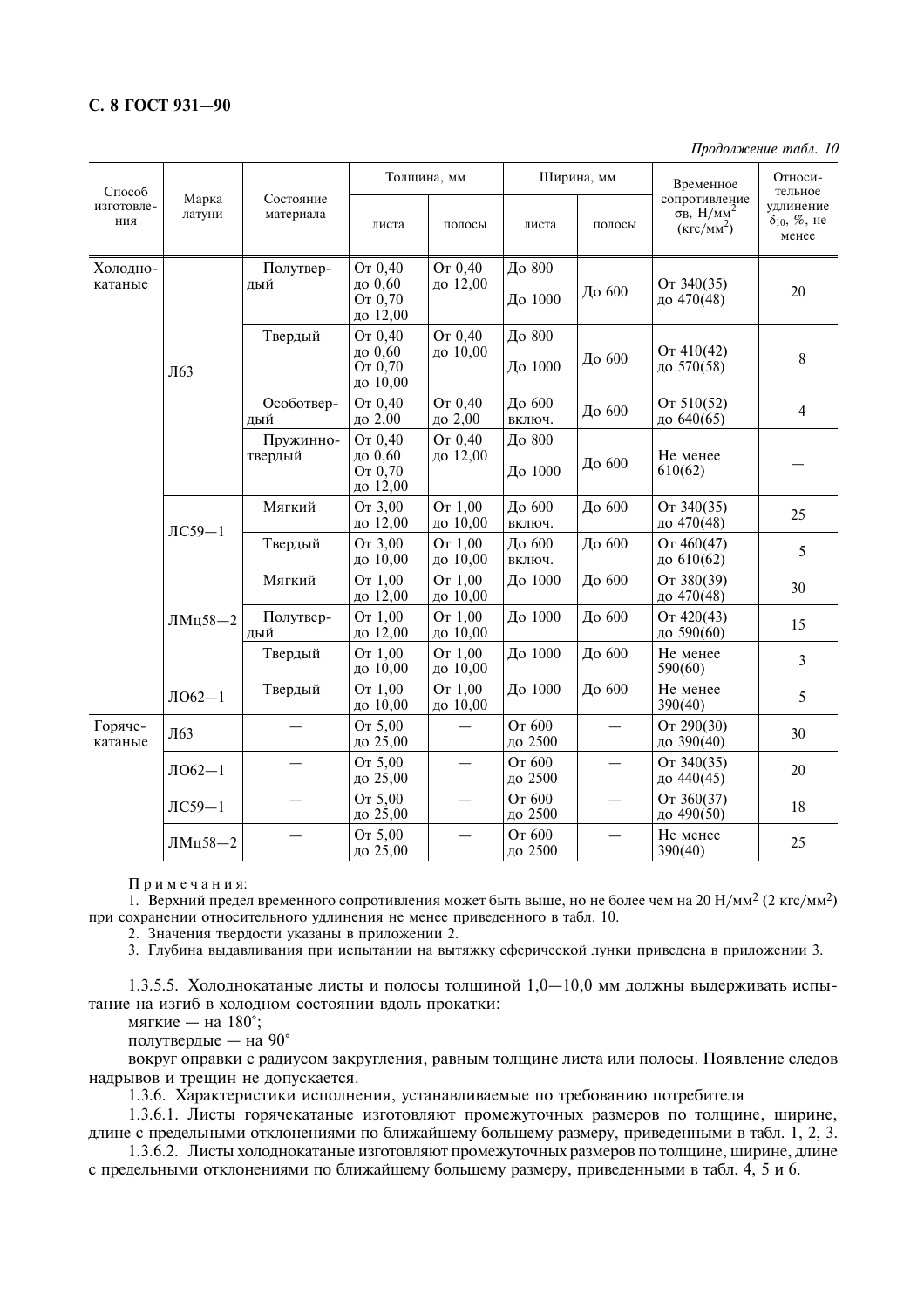*Продолжение табл. 10*

| Способ изготовления | Марка латуни | Состояние материала | Толщина, мм | | Ширина, мм | | Временное сопротивление σв, Н/мм² (кгс/мм²) | Относительное удлинение $\delta_{10}$, %, не менее |
|---|---|---|---|---|---|---|---|---|
| | | | листа | полосы | листа | полосы | | |
| Холоднокатаные | Л63 | Полутвердый | От 0,40 до 0,60<br>От 0,70 до 12,00 | От 0,40 до 12,00 | До 800<br>До 1000 | До 600 | От 340(35) до 470(48) | 20 |
| | | Твердый | От 0,40 до 0,60<br>От 0,70 до 10,00 | От 0,40 до 10,00 | До 800<br>До 1000 | До 600 | От 410(42) до 570(58) | 8 |
| | | Особотвердый | От 0,40 до 2,00 | От 0,40 до 2,00 | До 600 включ. | До 600 | От 510(52) до 640(65) | 4 |
| | | Пружинно-твердый | От 0,40 до 0,60<br>От 0,70 до 12,00 | От 0,40 до 12,00 | До 800<br>До 1000 | До 600 | Не менее 610(62) | — |
| | ЛС59—1 | Мягкий | От 3,00 до 12,00 | От 1,00 до 10,00 | До 600 включ. | До 600 | От 340(35) до 470(48) | 25 |
| | | Твердый | От 3,00 до 10,00 | От 1,00 до 10,00 | До 600 включ. | До 600 | От 460(47) до 610(62) | 5 |
| | ЛМц58—2 | Мягкий | От 1,00 до 12,00 | От 1,00 до 10,00 | До 1000 | До 600 | От 380(39) до 470(48) | 30 |
| | | Полутвердый | От 1,00 до 12,00 | От 1,00 до 10,00 | До 1000 | До 600 | От 420(43) до 590(60) | 15 |
| | | Твердый | От 1,00 до 10,00 | От 1,00 до 10,00 | До 1000 | До 600 | Не менее 590(60) | 3 |
| | ЛО62—1 | Твердый | От 1,00 до 10,00 | От 1,00 до 10,00 | До 1000 | До 600 | Не менее 390(40) | 5 |
| Горячекатаные | Л63 | — | От 5,00 до 25,00 | — | От 600 до 2500 | — | От 290(30) до 390(40) | 30 |
| | ЛО62—1 | — | От 5,00 до 25,00 | — | От 600 до 2500 | — | От 340(35) до 440(45) | 20 |
| | ЛС59—1 | — | От 5,00 до 25,00 | — | От 600 до 2500 | — | От 360(37) до 490(50) | 18 |
| | ЛМц58—2 | — | От 5,00 до 25,00 | — | От 600 до 2500 | — | Не менее 390(40) | 25 |

Примечания:

1. Верхний предел временного сопротивления может быть выше, но не более чем на 20 Н/мм² (2 кгс/мм²) при сохранении относительного удлинения не менее приведенного в табл. 10.
2. Значения твердости указаны в приложении 2.
3. Глубина выдавливания при испытании на вытяжку сферической лунки приведена в приложении 3.

1.3.5.5. Холоднокатаные листы и полосы толщиной 1,0—10,0 мм должны выдерживать испытание на изгиб в холодном состоянии вдоль прокатки:

мягкие — на 180°;

полутвердые — на 90°

вокруг оправки с радиусом закругления, равным толщине листа или полосы. Появление следов надрывов и трещин не допускается.

1.3.6. Характеристики исполнения, устанавливаемые по требованию потребителя

1.3.6.1. Листы горячекатаные изготовляют промежуточных размеров по толщине, ширине, длине с предельными отклонениями по ближайшему большему размеру, приведенными в табл. 1, 2, 3.

1.3.6.2. Листы холоднокатаные изготовляют промежуточных размеров по толщине, ширине, длине с предельными отклонениями по ближайшему большему размеру, приведенными в табл. 4, 5 и 6.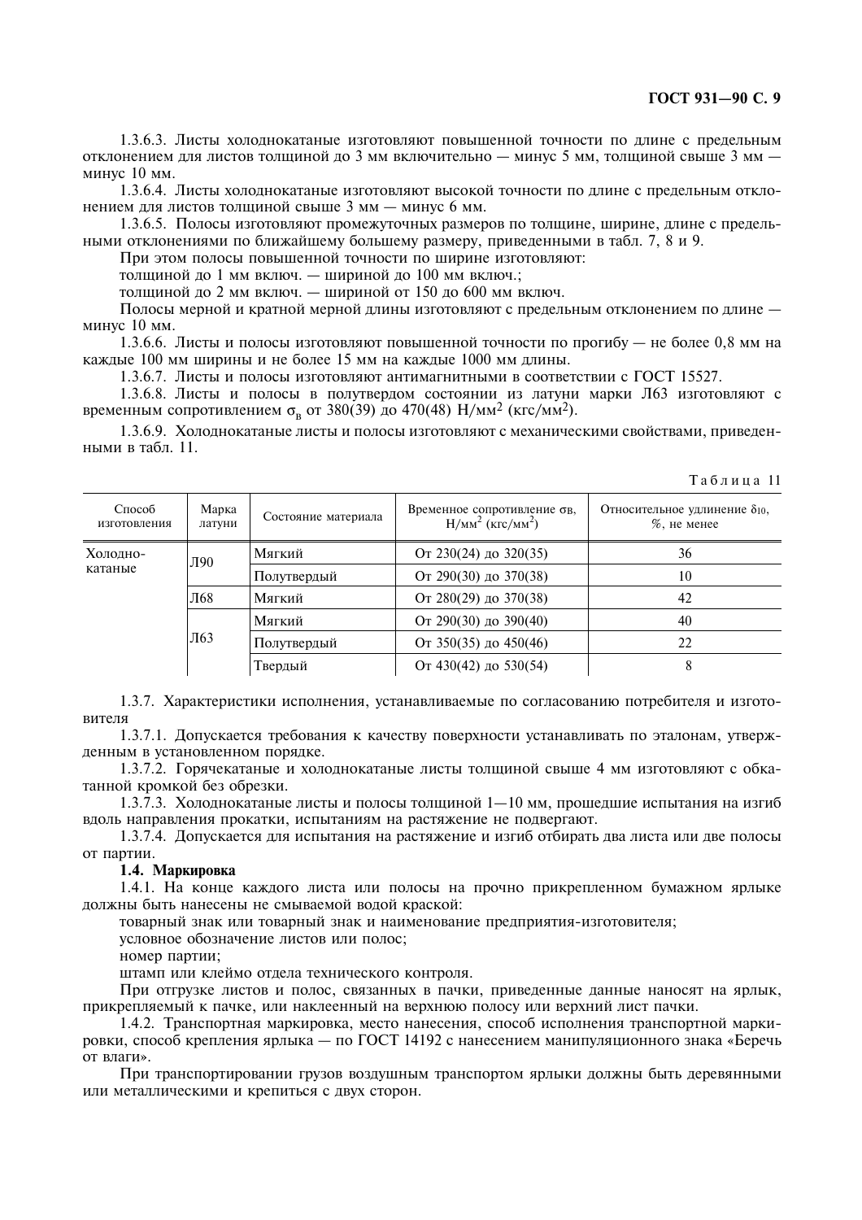1.3.6.3. Листы холоднокатаные изготовляют повышенной точности по длине с предельным отклонением для листов толщиной до 3 мм включительно — минус 5 мм, толщиной свыше 3 мм — минус 10 мм.

1.3.6.4. Листы холоднокатаные изготовляют высокой точности по длине с предельным отклонением для листов толщиной свыше 3 мм — минус 6 мм.

1.3.6.5. Полосы изготовляют промежуточных размеров по толщине, ширине, длине с предельными отклонениями по ближайшему большему размеру, приведенными в табл. 7, 8 и 9.

При этом полосы повышенной точности по ширине изготовляют:

толщиной до 1 мм включ. — шириной до 100 мм включ.;

толщиной до 2 мм включ. — шириной от 150 до 600 мм включ.

Полосы мерной и кратной мерной длины изготовляют с предельным отклонением по длине — минус 10 мм.

1.3.6.6. Листы и полосы изготовляют повышенной точности по прогибу — не более 0,8 мм на каждые 100 мм ширины и не более 15 мм на каждые 1000 мм длины.

1.3.6.7. Листы и полосы изготовляют антимагнитными в соответствии с ГОСТ 15527.

1.3.6.8. Листы и полосы в полутвердом состоянии из латуни марки Л63 изготовляют с временным сопротивлением $\sigma_в$ от 380(39) до 470(48) Н/мм$^2$ (кгс/мм$^2$).

1.3.6.9. Холоднокатаные листы и полосы изготовляют с механическими свойствами, приведенными в табл. 11.

Таблица 11

| Способ изготовления | Марка латуни | Состояние материала | Временное сопротивление $\sigma_в$, Н/мм$^2$ (кгс/мм$^2$) | Относительное удлинение $\delta_{10}$, %, не менее |
|---|---|---|---|---|
| Холоднокатаные | Л90 | Мягкий | От 230(24) до 320(35) | 36 |
| | | Полутвердый | От 290(30) до 370(38) | 10 |
| | Л68 | Мягкий | От 280(29) до 370(38) | 42 |
| | Л63 | Мягкий | От 290(30) до 390(40) | 40 |
| | | Полутвердый | От 350(35) до 450(46) | 22 |
| | | Твердый | От 430(42) до 530(54) | 8 |

1.3.7. Характеристики исполнения, устанавливаемые по согласованию потребителя и изготовителя

1.3.7.1. Допускается требования к качеству поверхности устанавливать по эталонам, утвержденным в установленном порядке.

1.3.7.2. Горячекатаные и холоднокатаные листы толщиной свыше 4 мм изготовляют с обкатанной кромкой без обрезки.

1.3.7.3. Холоднокатаные листы и полосы толщиной 1—10 мм, прошедшие испытания на изгиб вдоль направления прокатки, испытаниям на растяжение не подвергают.

1.3.7.4. Допускается для испытания на растяжение и изгиб отбирать два листа или две полосы от партии.

**1.4. Маркировка**

1.4.1. На конце каждого листа или полосы на прочно прикрепленном бумажном ярлыке должны быть нанесены не смываемой водой краской:

товарный знак или товарный знак и наименование предприятия-изготовителя;

условное обозначение листов или полос;

номер партии;

штамп или клеймо отдела технического контроля.

При отгрузке листов и полос, связанных в пачки, приведенные данные наносят на ярлык, прикрепляемый к пачке, или наклеенный на верхнюю полосу или верхний лист пачки.

1.4.2. Транспортная маркировка, место нанесения, способ исполнения транспортной маркировки, способ крепления ярлыка — по ГОСТ 14192 с нанесением манипуляционного знака «Беречь от влаги».

При транспортировании грузов воздушным транспортом ярлыки должны быть деревянными или металлическими и крепиться с двух сторон.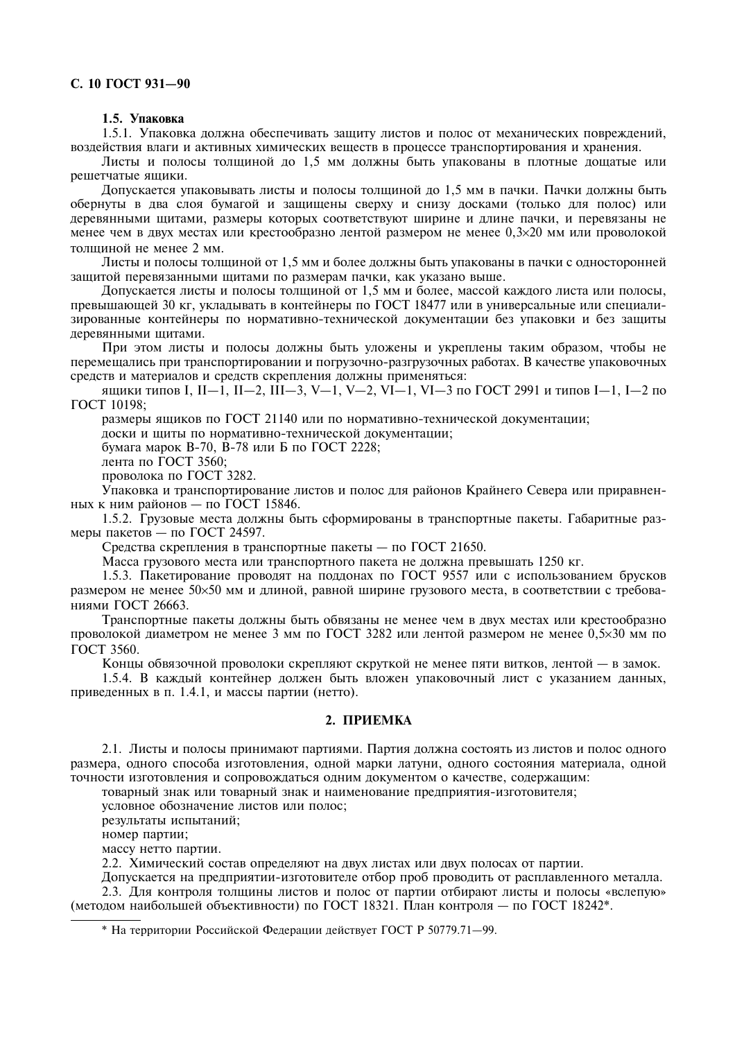### 1.5. Упаковка

1.5.1. Упаковка должна обеспечивать защиту листов и полос от механических повреждений, воздействия влаги и активных химических веществ в процессе транспортирования и хранения.

Листы и полосы толщиной до 1,5 мм должны быть упакованы в плотные дощатые или решетчатые ящики.

Допускается упаковывать листы и полосы толщиной до 1,5 мм в пачки. Пачки должны быть обернуты в два слоя бумагой и защищены сверху и снизу досками (только для полос) или деревянными щитами, размеры которых соответствуют ширине и длине пачки, и перевязаны не менее чем в двух местах или крестообразно лентой размером не менее 0,3×20 мм или проволокой толщиной не менее 2 мм.

Листы и полосы толщиной от 1,5 мм и более должны быть упакованы в пачки с односторонней защитой перевязанными щитами по размерам пачки, как указано выше.

Допускается листы и полосы толщиной от 1,5 мм и более, массой каждого листа или полосы, превышающей 30 кг, укладывать в контейнеры по ГОСТ 18477 или в универсальные или специализированные контейнеры по нормативно-технической документации без упаковки и без защиты деревянными щитами.

При этом листы и полосы должны быть уложены и укреплены таким образом, чтобы не перемещались при транспортировании и погрузочно-разгрузочных работах. В качестве упаковочных средств и материалов и средств скрепления должны применяться:

ящики типов I, II—1, II—2, III—3, V—1, V—2, VI—1, VI—3 по ГОСТ 2991 и типов I—1, I—2 по ГОСТ 10198;

размеры ящиков по ГОСТ 21140 или по нормативно-технической документации;

доски и щиты по нормативно-технической документации;

бумага марок В-70, В-78 или Б по ГОСТ 2228;

лента по ГОСТ 3560;

проволока по ГОСТ 3282.

Упаковка и транспортирование листов и полос для районов Крайнего Севера или приравненных к ним районов — по ГОСТ 15846.

1.5.2. Грузовые места должны быть сформированы в транспортные пакеты. Габаритные размеры пакетов — по ГОСТ 24597.

Средства скрепления в транспортные пакеты — по ГОСТ 21650.

Масса грузового места или транспортного пакета не должна превышать 1250 кг.

1.5.3. Пакетирование проводят на поддонах по ГОСТ 9557 или с использованием брусков размером не менее 50×50 мм и длиной, равной ширине грузового места, в соответствии с требованиями ГОСТ 26663.

Транспортные пакеты должны быть обвязаны не менее чем в двух местах или крестообразно проволокой диаметром не менее 3 мм по ГОСТ 3282 или лентой размером не менее 0,5×30 мм по ГОСТ 3560.

Концы обвязочной проволоки скрепляют скруткой не менее пяти витков, лентой — в замок.

1.5.4. В каждый контейнер должен быть вложен упаковочный лист с указанием данных, приведенных в п. 1.4.1, и массы партии (нетто).

## 2. ПРИЕМКА

2.1. Листы и полосы принимают партиями. Партия должна состоять из листов и полос одного размера, одного способа изготовления, одной марки латуни, одного состояния материала, одной точности изготовления и сопровождаться одним документом о качестве, содержащим:

товарный знак или товарный знак и наименование предприятия-изготовителя;

условное обозначение листов или полос;

результаты испытаний;

номер партии;

массу нетто партии.

2.2. Химический состав определяют на двух листах или двух полосах от партии.

Допускается на предприятии-изготовителе отбор проб проводить от расплавленного металла.

2.3. Для контроля толщины листов и полос от партии отбирают листы и полосы «вслепую» (методом наибольшей объективности) по ГОСТ 18321. План контроля — по ГОСТ 18242*.

---

* На территории Российской Федерации действует ГОСТ Р 50779.71—99.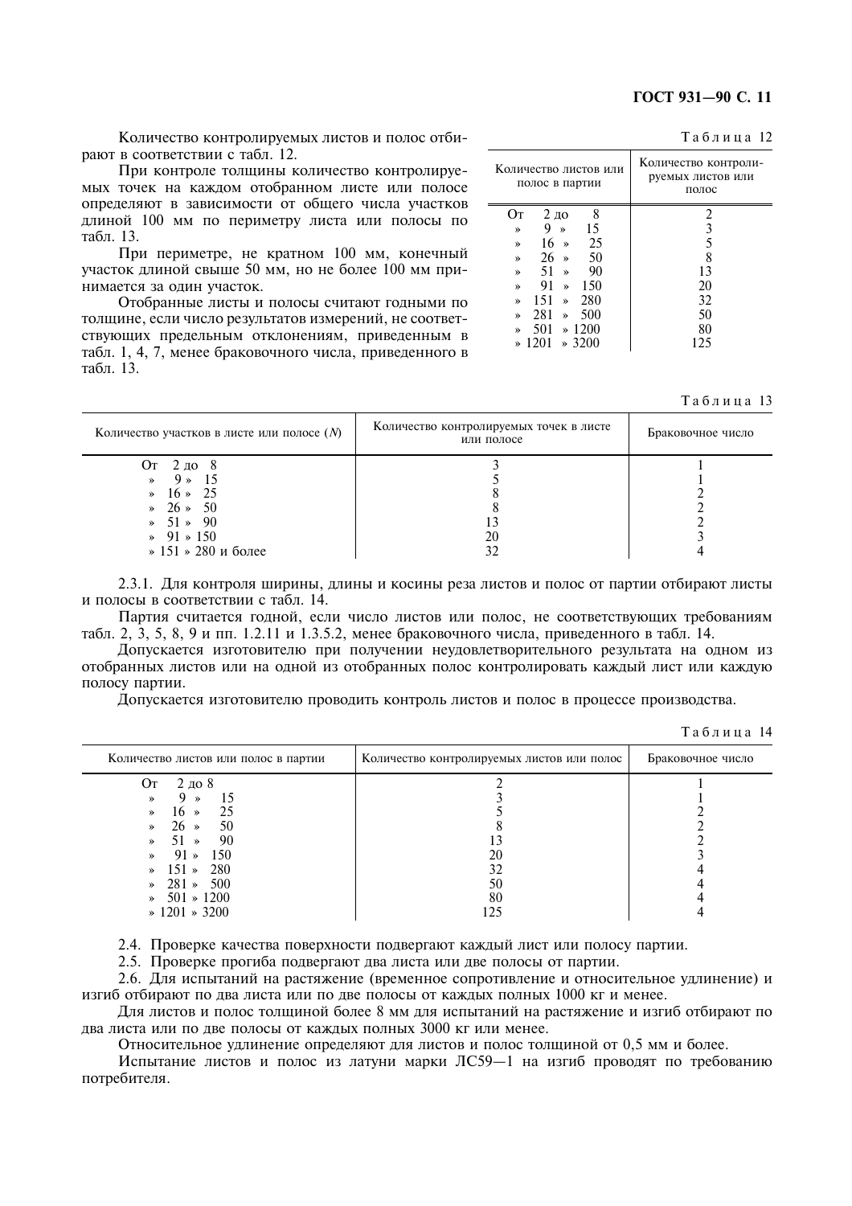Количество контролируемых листов и полос отбирают в соответствии с табл. 12.

При контроле толщины количество контролируемых точек на каждом отобранном листе или полосе определяют в зависимости от общего числа участков длиной 100 мм по периметру листа или полосы по табл. 13.

При периметре, не кратном 100 мм, конечный участок длиной свыше 50 мм, но не более 100 мм принимается за один участок.

Отобранные листы и полосы считают годными по толщине, если число результатов измерений, не соответствующих предельным отклонениям, приведенным в табл. 1, 4, 7, менее браковочного числа, приведенного в табл. 13.

Таблица 12

| Количество листов или полос в партии | Количество контролируемых листов или полос |
|---|---|
| От 2 до 8 | 2 |
| » 9 » 15 | 3 |
| » 16 » 25 | 5 |
| » 26 » 50 | 8 |
| » 51 » 90 | 13 |
| » 91 » 150 | 20 |
| » 151 » 280 | 32 |
| » 281 » 500 | 50 |
| » 501 » 1200 | 80 |
| » 1201 » 3200 | 125 |

Таблица 13

| Количество участков в листе или полосе ($N$) | Количество контролируемых точек в листе или полосе | Браковочное число |
|---|---|---|
| От 2 до 8 | 3 | 1 |
| » 9 » 15 | 5 | 1 |
| » 16 » 25 | 8 | 2 |
| » 26 » 50 | 8 | 2 |
| » 51 » 90 | 13 | 2 |
| » 91 » 150 | 20 | 3 |
| » 151 » 280 и более | 32 | 4 |

2.3.1. Для контроля ширины, длины и косины реза листов и полос от партии отбирают листы и полосы в соответствии с табл. 14.

Партия считается годной, если число листов или полос, не соответствующих требованиям табл. 2, 3, 5, 8, 9 и пп. 1.2.11 и 1.3.5.2, менее браковочного числа, приведенного в табл. 14.

Допускается изготовителю при получении неудовлетворительного результата на одном из отобранных листов или на одной из отобранных полос контролировать каждый лист или каждую полосу партии.

Допускается изготовителю проводить контроль листов и полос в процессе производства.

Таблица 14

| Количество листов или полос в партии | Количество контролируемых листов или полос | Браковочное число |
|---|---|---|
| От 2 до 8 | 2 | 1 |
| » 9 » 15 | 3 | 1 |
| » 16 » 25 | 5 | 2 |
| » 26 » 50 | 8 | 2 |
| » 51 » 90 | 13 | 2 |
| » 91 » 150 | 20 | 3 |
| » 151 » 280 | 32 | 4 |
| » 281 » 500 | 50 | 4 |
| » 501 » 1200 | 80 | 4 |
| » 1201 » 3200 | 125 | 4 |

2.4. Проверке качества поверхности подвергают каждый лист или полосу партии.

2.5. Проверке прогиба подвергают два листа или две полосы от партии.

2.6. Для испытаний на растяжение (временное сопротивление и относительное удлинение) и изгиб отбирают по два листа или по две полосы от каждых полных 1000 кг и менее.

Для листов и полос толщиной более 8 мм для испытаний на растяжение и изгиб отбирают по два листа или по две полосы от каждых полных 3000 кг или менее.

Относительное удлинение определяют для листов и полос толщиной от 0,5 мм и более.

Испытание листов и полос из латуни марки ЛС59—1 на изгиб проводят по требованию потребителя.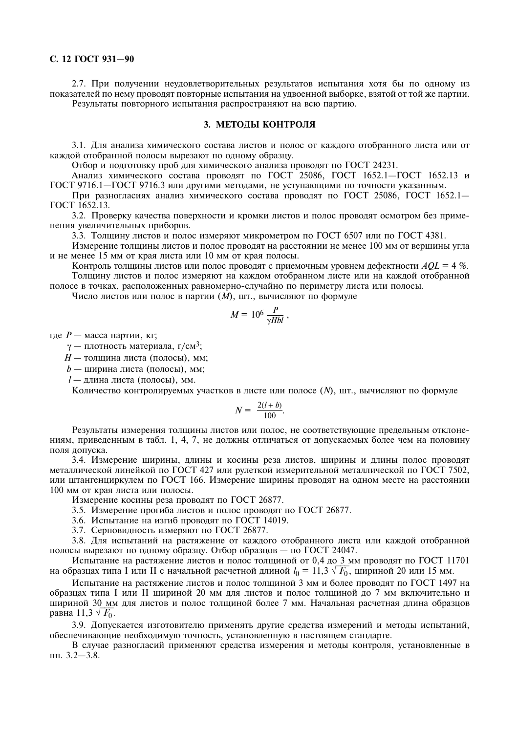2.7. При получении неудовлетворительных результатов испытания хотя бы по одному из показателей по нему проводят повторные испытания на удвоенной выборке, взятой от той же партии.

Результаты повторного испытания распространяют на всю партию.

## 3. МЕТОДЫ КОНТРОЛЯ

3.1. Для анализа химического состава листов и полос от каждого отобранного листа или от каждой отобранной полосы вырезают по одному образцу.

Отбор и подготовку проб для химического анализа проводят по ГОСТ 24231.

Анализ химического состава проводят по ГОСТ 25086, ГОСТ 1652.1—ГОСТ 1652.13 и ГОСТ 9716.1—ГОСТ 9716.3 или другими методами, не уступающими по точности указанным.

При разногласиях анализ химического состава проводят по ГОСТ 25086, ГОСТ 1652.1—ГОСТ 1652.13.

3.2. Проверку качества поверхности и кромки листов и полос проводят осмотром без применения увеличительных приборов.

3.3. Толщину листов и полос измеряют микрометром по ГОСТ 6507 или по ГОСТ 4381.

Измерение толщины листов и полос проводят на расстоянии не менее 100 мм от вершины угла и не менее 15 мм от края листа или 10 мм от края полосы.

Контроль толщины листов или полос проводят с приемочным уровнем дефектности $AQL = 4$ %.

Толщину листов и полос измеряют на каждом отобранном листе или на каждой отобранной полосе в точках, расположенных равномерно-случайно по периметру листа или полосы.

Число листов или полос в партии ($M$), шт., вычисляют по формуле

$$M = 10^6 \frac{P}{\gamma H b l},$$

где $P$ — масса партии, кг;

$\gamma$ — плотность материала, г/см$^3$;

$H$ — толщина листа (полосы), мм;

$b$ — ширина листа (полосы), мм;

$l$ — длина листа (полосы), мм.

Количество контролируемых участков в листе или полосе ($N$), шт., вычисляют по формуле

$$N = \frac{2(l + b)}{100}.$$

Результаты измерения толщины листов или полос, не соответствующие предельным отклонениям, приведенным в табл. 1, 4, 7, не должны отличаться от допускаемых более чем на половину поля допуска.

3.4. Измерение ширины, длины и косины реза листов, ширины и длины полос проводят металлической линейкой по ГОСТ 427 или рулеткой измерительной металлической по ГОСТ 7502, или штангенциркулем по ГОСТ 166. Измерение ширины проводят на одном месте на расстоянии 100 мм от края листа или полосы.

Измерение косины реза проводят по ГОСТ 26877.

3.5. Измерение прогиба листов и полос проводят по ГОСТ 26877.

3.6. Испытание на изгиб проводят по ГОСТ 14019.

3.7. Серповидность измеряют по ГОСТ 26877.

3.8. Для испытаний на растяжение от каждого отобранного листа или каждой отобранной полосы вырезают по одному образцу. Отбор образцов — по ГОСТ 24047.

Испытание на растяжение листов и полос толщиной от 0,4 до 3 мм проводят по ГОСТ 11701 на образцах типа I или II с начальной расчетной длиной $l_0 = 11{,}3\sqrt{F_0}$, шириной 20 или 15 мм.

Испытание на растяжение листов и полос толщиной 3 мм и более проводят по ГОСТ 1497 на образцах типа I или II шириной 20 мм для листов и полос толщиной до 7 мм включительно и шириной 30 мм для листов и полос толщиной более 7 мм. Начальная расчетная длина образцов равна $11{,}3\sqrt{F_0}$.

3.9. Допускается изготовителю применять другие средства измерений и методы испытаний, обеспечивающие необходимую точность, установленную в настоящем стандарте.

В случае разногласий применяют средства измерения и методы контроля, установленные в пп. 3.2—3.8.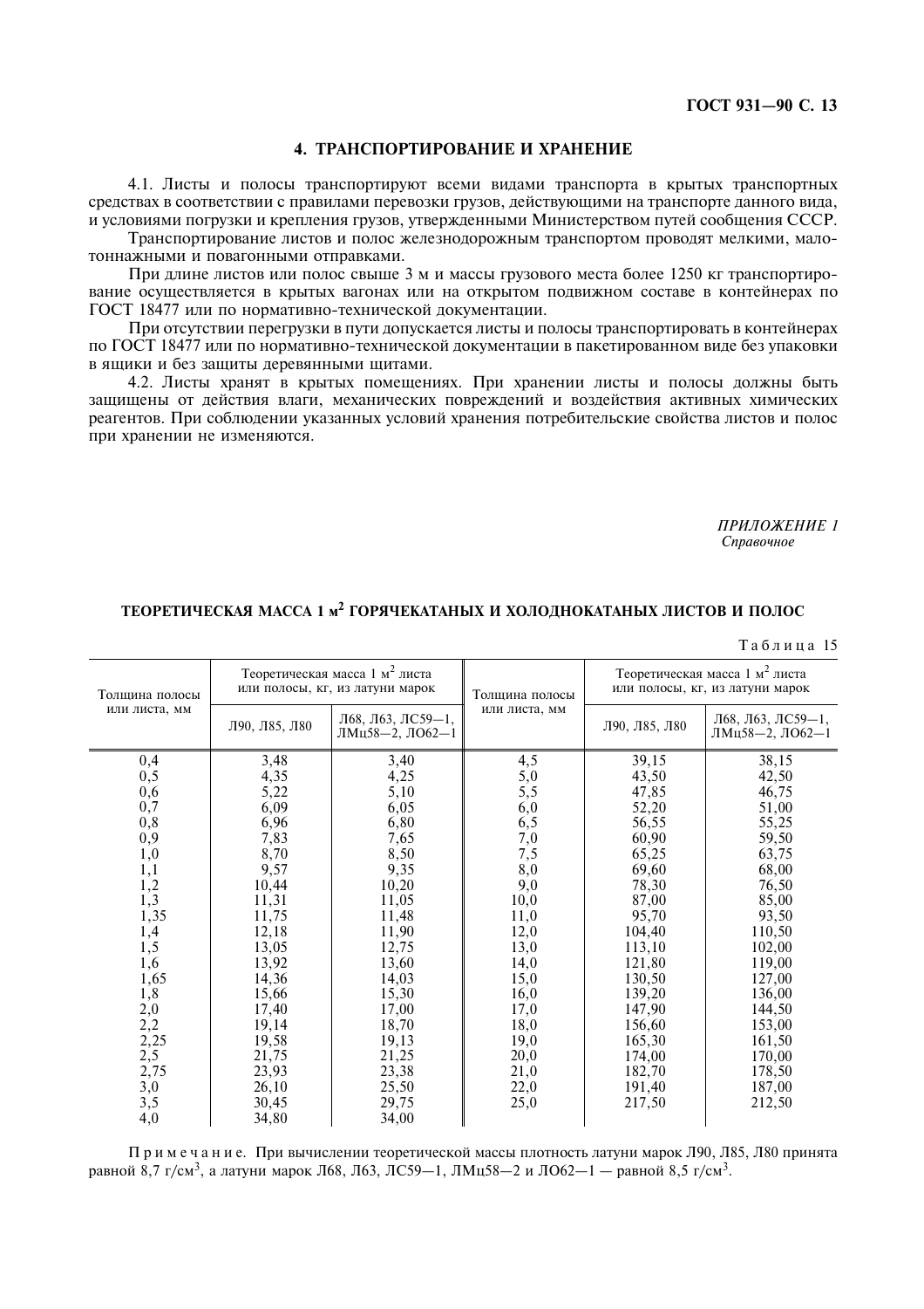## 4. ТРАНСПОРТИРОВАНИЕ И ХРАНЕНИЕ

4.1. Листы и полосы транспортируют всеми видами транспорта в крытых транспортных средствах в соответствии с правилами перевозки грузов, действующими на транспорте данного вида, и условиями погрузки и крепления грузов, утвержденными Министерством путей сообщения СССР.

Транспортирование листов и полос железнодорожным транспортом проводят мелкими, малотоннажными и повагонными отправками.

При длине листов или полос свыше 3 м и массы грузового места более 1250 кг транспортирование осуществляется в крытых вагонах или на открытом подвижном составе в контейнерах по ГОСТ 18477 или по нормативно-технической документации.

При отсутствии перегрузки в пути допускается листы и полосы транспортировать в контейнерах по ГОСТ 18477 или по нормативно-технической документации в пакетированном виде без упаковки в ящики и без защиты деревянными щитами.

4.2. Листы хранят в крытых помещениях. При хранении листы и полосы должны быть защищены от действия влаги, механических повреждений и воздействия активных химических реагентов. При соблюдении указанных условий хранения потребительские свойства листов и полос при хранении не изменяются.

*ПРИЛОЖЕНИЕ 1*
*Справочное*

### ТЕОРЕТИЧЕСКАЯ МАССА 1 м$^2$ ГОРЯЧЕКАТАНЫХ И ХОЛОДНОКАТАНЫХ ЛИСТОВ И ПОЛОС

Таблица 15

| Толщина полосы или листа, мм | Теоретическая масса 1 м$^2$ листа или полосы, кг, из латуни марок | | Толщина полосы или листа, мм | Теоретическая масса 1 м$^2$ листа или полосы, кг, из латуни марок | |
|---|---|---|---|---|---|
| | Л90, Л85, Л80 | Л68, Л63, ЛС59—1, ЛМц58—2, ЛО62—1 | | Л90, Л85, Л80 | Л68, Л63, ЛС59—1, ЛМц58—2, ЛО62—1 |
| 0,4 | 3,48 | 3,40 | 4,5 | 39,15 | 38,15 |
| 0,5 | 4,35 | 4,25 | 5,0 | 43,50 | 42,50 |
| 0,6 | 5,22 | 5,10 | 5,5 | 47,85 | 46,75 |
| 0,7 | 6,09 | 6,05 | 6,0 | 52,20 | 51,00 |
| 0,8 | 6,96 | 6,80 | 6,5 | 56,55 | 55,25 |
| 0,9 | 7,83 | 7,65 | 7,0 | 60,90 | 59,50 |
| 1,0 | 8,70 | 8,50 | 7,5 | 65,25 | 63,75 |
| 1,1 | 9,57 | 9,35 | 8,0 | 69,60 | 68,00 |
| 1,2 | 10,44 | 10,20 | 9,0 | 78,30 | 76,50 |
| 1,3 | 11,31 | 11,05 | 10,0 | 87,00 | 85,00 |
| 1,35 | 11,75 | 11,48 | 11,0 | 95,70 | 93,50 |
| 1,4 | 12,18 | 11,90 | 12,0 | 104,40 | 110,50 |
| 1,5 | 13,05 | 12,75 | 13,0 | 113,10 | 102,00 |
| 1,6 | 13,92 | 13,60 | 14,0 | 121,80 | 119,00 |
| 1,65 | 14,36 | 14,03 | 15,0 | 130,50 | 127,00 |
| 1,8 | 15,66 | 15,30 | 16,0 | 139,20 | 136,00 |
| 2,0 | 17,40 | 17,00 | 17,0 | 147,90 | 144,50 |
| 2,2 | 19,14 | 18,70 | 18,0 | 156,60 | 153,00 |
| 2,25 | 19,58 | 19,13 | 19,0 | 165,30 | 161,50 |
| 2,5 | 21,75 | 21,25 | 20,0 | 174,00 | 170,00 |
| 2,75 | 23,93 | 23,38 | 21,0 | 182,70 | 178,50 |
| 3,0 | 26,10 | 25,50 | 22,0 | 191,40 | 187,00 |
| 3,5 | 30,45 | 29,75 | 25,0 | 217,50 | 212,50 |
| 4,0 | 34,80 | 34,00 | | | |

П р и м е ч а н и е. При вычислении теоретической массы плотность латуни марок Л90, Л85, Л80 принята равной 8,7 г/см$^3$, а латуни марок Л68, Л63, ЛС59—1, ЛМц58—2 и ЛО62—1 — равной 8,5 г/см$^3$.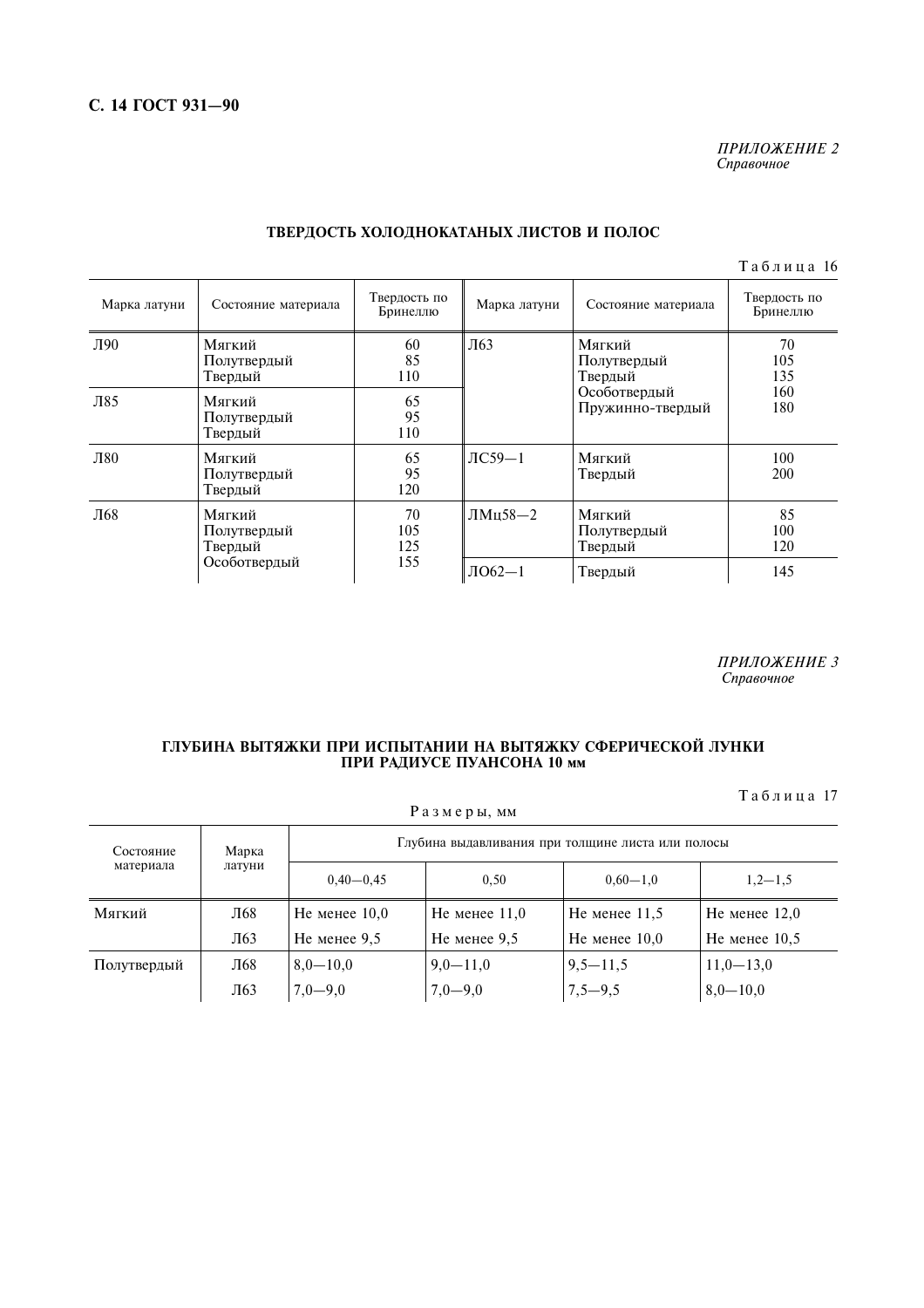*ПРИЛОЖЕНИЕ 2*
*Справочное*

## ТВЕРДОСТЬ ХОЛОДНОКАТАНЫХ ЛИСТОВ И ПОЛОС

Таблица 16

| Марка латуни | Состояние материала | Твердость по Бринеллю | Марка латуни | Состояние материала | Твердость по Бринеллю |
|---|---|---|---|---|---|
| Л90 | Мягкий<br>Полутвердый<br>Твердый | 60<br>85<br>110 | Л63 | Мягкий<br>Полутвердый<br>Твердый<br>Особотвердый<br>Пружинно-твердый | 70<br>105<br>135<br>160<br>180 |
| Л85 | Мягкий<br>Полутвердый<br>Твердый | 65<br>95<br>110 | | | |
| Л80 | Мягкий<br>Полутвердый<br>Твердый | 65<br>95<br>120 | ЛС59—1 | Мягкий<br>Твердый | 100<br>200 |
| Л68 | Мягкий<br>Полутвердый<br>Твердый<br>Особотвердый | 70<br>105<br>125<br>155 | ЛМц58—2 | Мягкий<br>Полутвердый<br>Твердый | 85<br>100<br>120 |
| | | | ЛО62—1 | Твердый | 145 |

*ПРИЛОЖЕНИЕ 3*
*Справочное*

## ГЛУБИНА ВЫТЯЖКИ ПРИ ИСПЫТАНИИ НА ВЫТЯЖКУ СФЕРИЧЕСКОЙ ЛУНКИ ПРИ РАДИУСЕ ПУАНСОНА 10 мм

Таблица 17

Размеры, мм

| Состояние материала | Марка латуни | Глубина выдавливания при толщине листа или полосы | | | |
|---|---|---|---|---|---|
| | | 0,40—0,45 | 0,50 | 0,60—1,0 | 1,2—1,5 |
| Мягкий | Л68 | Не менее 10,0 | Не менее 11,0 | Не менее 11,5 | Не менее 12,0 |
| | Л63 | Не менее 9,5 | Не менее 9,5 | Не менее 10,0 | Не менее 10,5 |
| Полутвердый | Л68 | 8,0—10,0 | 9,0—11,0 | 9,5—11,5 | 11,0—13,0 |
| | Л63 | 7,0—9,0 | 7,0—9,0 | 7,5—9,5 | 8,0—10,0 |